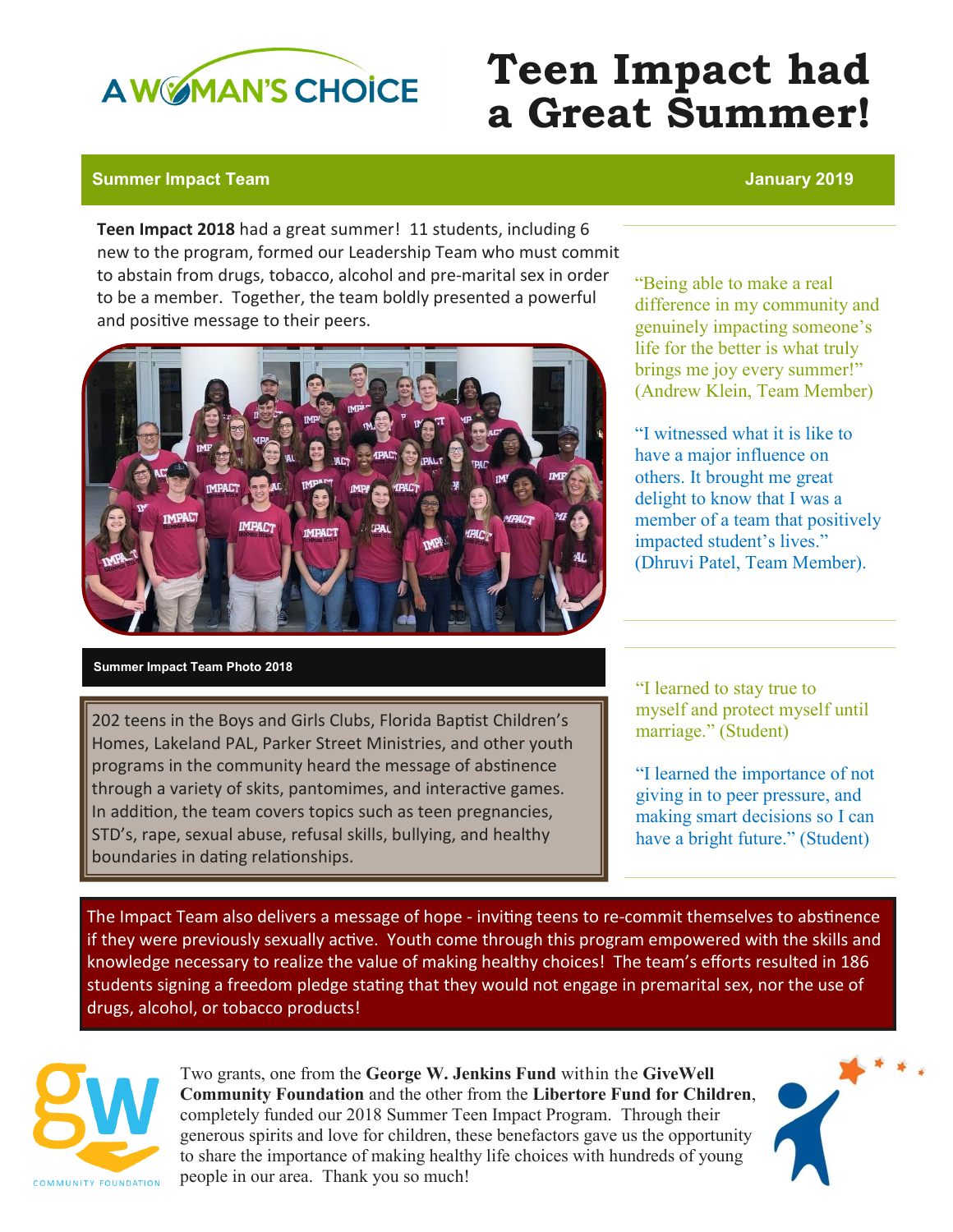A WOMAN'S CHOICE

# Teen Impact had a Great Summer!

**Summer Impact Team** — **January 2019**

**Teen Impact 2018** had a great summer! 11 students, including 6 new to the program, formed our Leadership Team who must commit to abstain from drugs, tobacco, alcohol and pre-marital sex in order to be a member. Together, the team boldly presented a powerful and positive message to their peers.

Summer Impact Team Photo 2018

202 teens in the Boys and Girls Clubs, Florida Baptist Children's Homes, Lakeland PAL, Parker Street Ministries, and other youth programs in the community heard the message of abstinence through a variety of skits, pantomimes, and interactive games. In addition, the team covers topics such as teen pregnancies, STD's, rape, sexual abuse, refusal skills, bullying, and healthy boundaries in dating relationships.

"Being able to make a real difference in my community and genuinely impacting someone's life for the better is what truly brings me joy every summer!" (Andrew Klein, Team Member)

"I witnessed what it is like to have a major influence on others. It brought me great delight to know that I was a member of a team that positively impacted student's lives." (Dhruvi Patel, Team Member).

"I learned to stay true to myself and protect myself until marriage." (Student)

"I learned the importance of not giving in to peer pressure, and making smart decisions so I can have a bright future." (Student)

The Impact Team also delivers a message of hope - inviting teens to re-commit themselves to abstinence if they were previously sexually active. Youth come through this program empowered with the skills and knowledge necessary to realize the value of making healthy choices! The team's efforts resulted in 186 students signing a freedom pledge stating that they would not engage in premarital sex, nor the use of drugs, alcohol, or tobacco products!

gw COMMUNITY FOUNDATION

Two grants, one from the **George W. Jenkins Fund** within the **GiveWell Community Foundation** and the other from the **Libertore Fund for Children**, completely funded our 2018 Summer Teen Impact Program. Through their generous spirits and love for children, these benefactors gave us the opportunity to share the importance of making healthy life choices with hundreds of young people in our area. Thank you so much!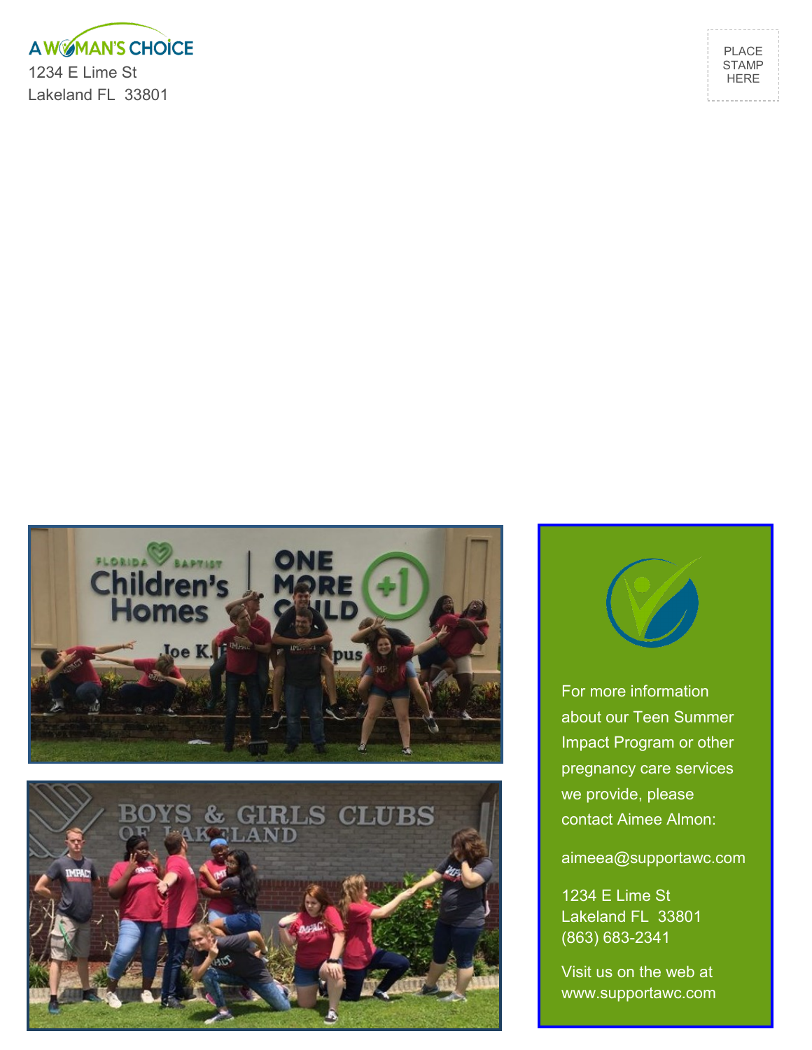A WOMAN'S CHOICE
1234 E Lime St
Lakeland FL 33801

PLACE
STAMP
HERE

For more information about our Teen Summer Impact Program or other pregnancy care services we provide, please contact Aimee Almon:

aimeea@supportawc.com

1234 E Lime St
Lakeland FL 33801
(863) 683-2341

Visit us on the web at
www.supportawc.com